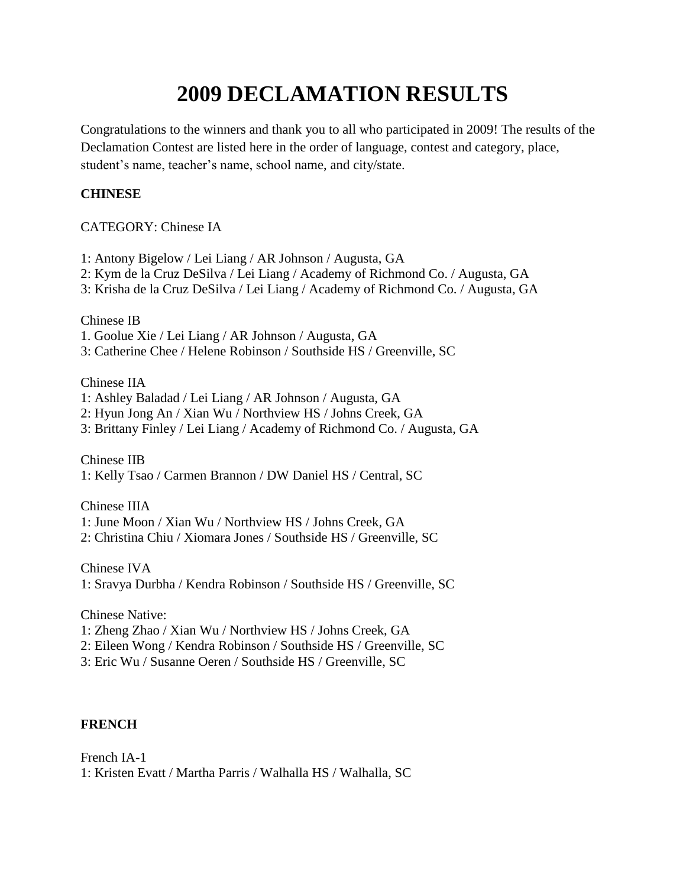# 2009 DECLAMATION RESULTS

Congratulations to the winners and thank you to all who participated in 2009! The results of the Declamation Contest are listed here in the order of language, contest and category, place, student's name, teacher's name, school name, and city/state.

**CHINESE**

CATEGORY: Chinese IA

1: Antony Bigelow / Lei Liang / AR Johnson / Augusta, GA
2: Kym de la Cruz DeSilva / Lei Liang / Academy of Richmond Co. / Augusta, GA
3: Krisha de la Cruz DeSilva / Lei Liang / Academy of Richmond Co. / Augusta, GA

Chinese IB
1. Goolue Xie / Lei Liang / AR Johnson / Augusta, GA
3: Catherine Chee / Helene Robinson / Southside HS / Greenville, SC

Chinese IIA
1: Ashley Baladad / Lei Liang / AR Johnson / Augusta, GA
2: Hyun Jong An / Xian Wu / Northview HS / Johns Creek, GA
3: Brittany Finley / Lei Liang / Academy of Richmond Co. / Augusta, GA

Chinese IIB
1: Kelly Tsao / Carmen Brannon / DW Daniel HS / Central, SC

Chinese IIIA
1: June Moon / Xian Wu / Northview HS / Johns Creek, GA
2: Christina Chiu / Xiomara Jones / Southside HS / Greenville, SC

Chinese IVA
1: Sravya Durbha / Kendra Robinson / Southside HS / Greenville, SC

Chinese Native:
1: Zheng Zhao / Xian Wu / Northview HS / Johns Creek, GA
2: Eileen Wong / Kendra Robinson / Southside HS / Greenville, SC
3: Eric Wu / Susanne Oeren / Southside HS / Greenville, SC

**FRENCH**

French IA-1
1: Kristen Evatt / Martha Parris / Walhalla HS / Walhalla, SC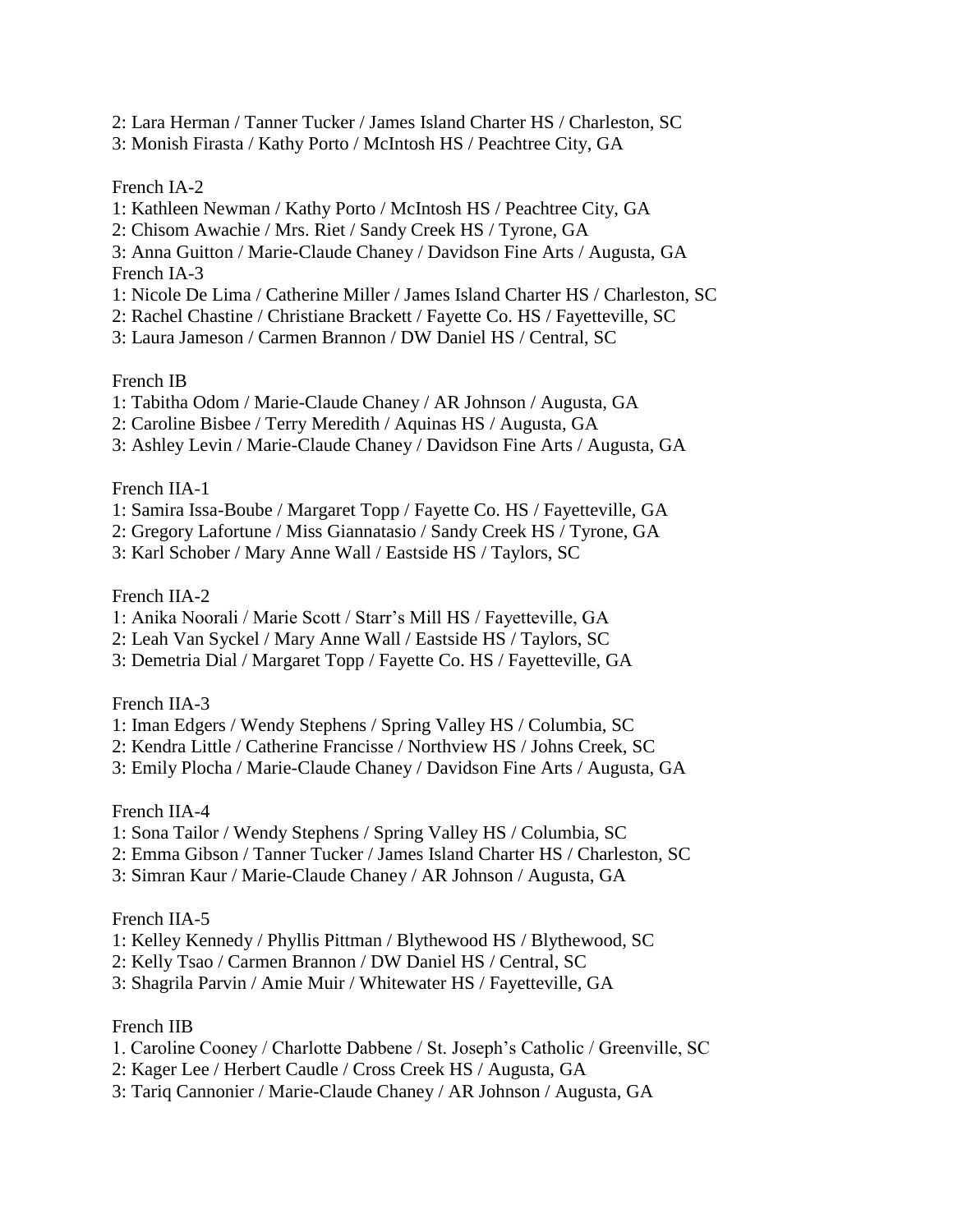2: Lara Herman / Tanner Tucker / James Island Charter HS / Charleston, SC
3: Monish Firasta / Kathy Porto / McIntosh HS / Peachtree City, GA

French IA-2
1: Kathleen Newman / Kathy Porto / McIntosh HS / Peachtree City, GA
2: Chisom Awachie / Mrs. Riet / Sandy Creek HS / Tyrone, GA
3: Anna Guitton / Marie-Claude Chaney / Davidson Fine Arts / Augusta, GA

French IA-3
1: Nicole De Lima / Catherine Miller / James Island Charter HS / Charleston, SC
2: Rachel Chastine / Christiane Brackett / Fayette Co. HS / Fayetteville, SC
3: Laura Jameson / Carmen Brannon / DW Daniel HS / Central, SC

French IB
1: Tabitha Odom / Marie-Claude Chaney / AR Johnson / Augusta, GA
2: Caroline Bisbee / Terry Meredith / Aquinas HS / Augusta, GA
3: Ashley Levin / Marie-Claude Chaney / Davidson Fine Arts / Augusta, GA

French IIA-1
1: Samira Issa-Boube / Margaret Topp / Fayette Co. HS / Fayetteville, GA
2: Gregory Lafortune / Miss Giannatasio / Sandy Creek HS / Tyrone, GA
3: Karl Schober / Mary Anne Wall / Eastside HS / Taylors, SC

French IIA-2
1: Anika Noorali / Marie Scott / Starr's Mill HS / Fayetteville, GA
2: Leah Van Syckel / Mary Anne Wall / Eastside HS / Taylors, SC
3: Demetria Dial / Margaret Topp / Fayette Co. HS / Fayetteville, GA

French IIA-3
1: Iman Edgers / Wendy Stephens / Spring Valley HS / Columbia, SC
2: Kendra Little / Catherine Francisse / Northview HS / Johns Creek, SC
3: Emily Plocha / Marie-Claude Chaney / Davidson Fine Arts / Augusta, GA

French IIA-4
1: Sona Tailor / Wendy Stephens / Spring Valley HS / Columbia, SC
2: Emma Gibson / Tanner Tucker / James Island Charter HS / Charleston, SC
3: Simran Kaur / Marie-Claude Chaney / AR Johnson / Augusta, GA

French IIA-5
1: Kelley Kennedy / Phyllis Pittman / Blythewood HS / Blythewood, SC
2: Kelly Tsao / Carmen Brannon / DW Daniel HS / Central, SC
3: Shagrila Parvin / Amie Muir / Whitewater HS / Fayetteville, GA

French IIB
1. Caroline Cooney / Charlotte Dabbene / St. Joseph's Catholic / Greenville, SC
2: Kager Lee / Herbert Caudle / Cross Creek HS / Augusta, GA
3: Tariq Cannonier / Marie-Claude Chaney / AR Johnson / Augusta, GA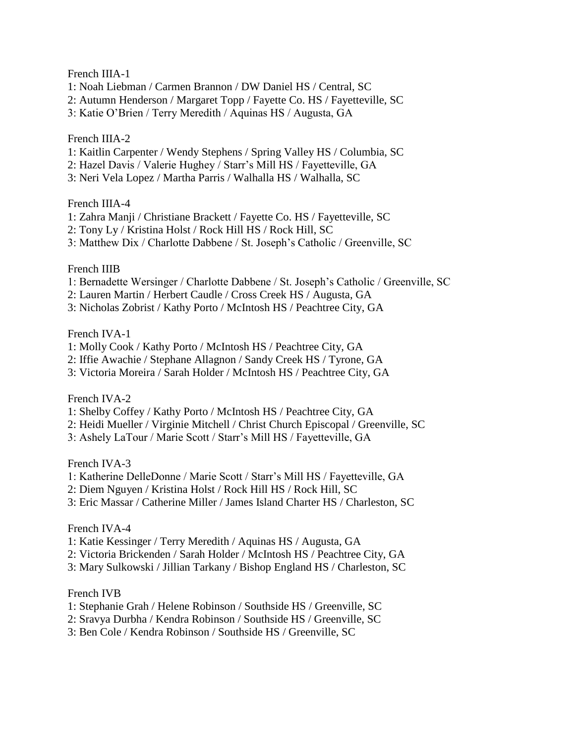French IIIA-1

1: Noah Liebman / Carmen Brannon / DW Daniel HS / Central, SC
2: Autumn Henderson / Margaret Topp / Fayette Co. HS / Fayetteville, SC
3: Katie O'Brien / Terry Meredith / Aquinas HS / Augusta, GA

French IIIA-2

1: Kaitlin Carpenter / Wendy Stephens / Spring Valley HS / Columbia, SC
2: Hazel Davis / Valerie Hughey / Starr's Mill HS / Fayetteville, GA
3: Neri Vela Lopez / Martha Parris / Walhalla HS / Walhalla, SC

French IIIA-4

1: Zahra Manji / Christiane Brackett / Fayette Co. HS / Fayetteville, SC
2: Tony Ly / Kristina Holst / Rock Hill HS / Rock Hill, SC
3: Matthew Dix / Charlotte Dabbene / St. Joseph's Catholic / Greenville, SC

French IIIB

1: Bernadette Wersinger / Charlotte Dabbene / St. Joseph's Catholic / Greenville, SC
2: Lauren Martin / Herbert Caudle / Cross Creek HS / Augusta, GA
3: Nicholas Zobrist / Kathy Porto / McIntosh HS / Peachtree City, GA

French IVA-1

1: Molly Cook / Kathy Porto / McIntosh HS / Peachtree City, GA
2: Iffie Awachie / Stephane Allagnon / Sandy Creek HS / Tyrone, GA
3: Victoria Moreira / Sarah Holder / McIntosh HS / Peachtree City, GA

French IVA-2

1: Shelby Coffey / Kathy Porto / McIntosh HS / Peachtree City, GA
2: Heidi Mueller / Virginie Mitchell / Christ Church Episcopal / Greenville, SC
3: Ashely LaTour / Marie Scott / Starr's Mill HS / Fayetteville, GA

French IVA-3

1: Katherine DelleDonne / Marie Scott / Starr's Mill HS / Fayetteville, GA
2: Diem Nguyen / Kristina Holst / Rock Hill HS / Rock Hill, SC
3: Eric Massar / Catherine Miller / James Island Charter HS / Charleston, SC

French IVA-4

1: Katie Kessinger / Terry Meredith / Aquinas HS / Augusta, GA
2: Victoria Brickenden / Sarah Holder / McIntosh HS / Peachtree City, GA
3: Mary Sulkowski / Jillian Tarkany / Bishop England HS / Charleston, SC

French IVB

1: Stephanie Grah / Helene Robinson / Southside HS / Greenville, SC
2: Sravya Durbha / Kendra Robinson / Southside HS / Greenville, SC
3: Ben Cole / Kendra Robinson / Southside HS / Greenville, SC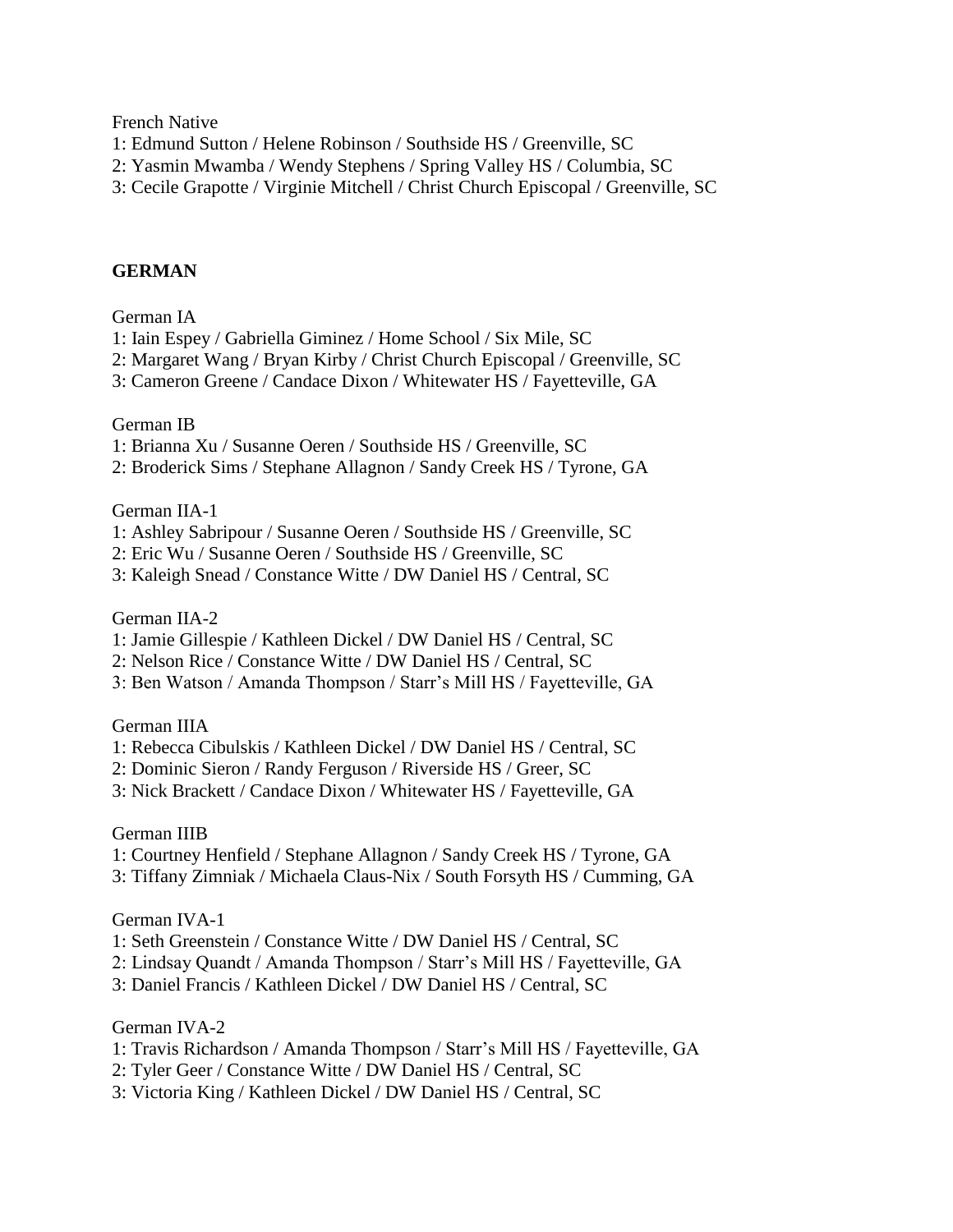French Native

1: Edmund Sutton / Helene Robinson / Southside HS / Greenville, SC
2: Yasmin Mwamba / Wendy Stephens / Spring Valley HS / Columbia, SC
3: Cecile Grapotte / Virginie Mitchell / Christ Church Episcopal / Greenville, SC

**GERMAN**

German IA

1: Iain Espey / Gabriella Giminez / Home School / Six Mile, SC
2: Margaret Wang / Bryan Kirby / Christ Church Episcopal / Greenville, SC
3: Cameron Greene / Candace Dixon / Whitewater HS / Fayetteville, GA

German IB

1: Brianna Xu / Susanne Oeren / Southside HS / Greenville, SC
2: Broderick Sims / Stephane Allagnon / Sandy Creek HS / Tyrone, GA

German IIA-1

1: Ashley Sabripour / Susanne Oeren / Southside HS / Greenville, SC
2: Eric Wu / Susanne Oeren / Southside HS / Greenville, SC
3: Kaleigh Snead / Constance Witte / DW Daniel HS / Central, SC

German IIA-2

1: Jamie Gillespie / Kathleen Dickel / DW Daniel HS / Central, SC
2: Nelson Rice / Constance Witte / DW Daniel HS / Central, SC
3: Ben Watson / Amanda Thompson / Starr's Mill HS / Fayetteville, GA

German IIIA

1: Rebecca Cibulskis / Kathleen Dickel / DW Daniel HS / Central, SC
2: Dominic Sieron / Randy Ferguson / Riverside HS / Greer, SC
3: Nick Brackett / Candace Dixon / Whitewater HS / Fayetteville, GA

German IIIB

1: Courtney Henfield / Stephane Allagnon / Sandy Creek HS / Tyrone, GA
3: Tiffany Zimniak / Michaela Claus-Nix / South Forsyth HS / Cumming, GA

German IVA-1

1: Seth Greenstein / Constance Witte / DW Daniel HS / Central, SC
2: Lindsay Quandt / Amanda Thompson / Starr's Mill HS / Fayetteville, GA
3: Daniel Francis / Kathleen Dickel / DW Daniel HS / Central, SC

German IVA-2

1: Travis Richardson / Amanda Thompson / Starr's Mill HS / Fayetteville, GA
2: Tyler Geer / Constance Witte / DW Daniel HS / Central, SC
3: Victoria King / Kathleen Dickel / DW Daniel HS / Central, SC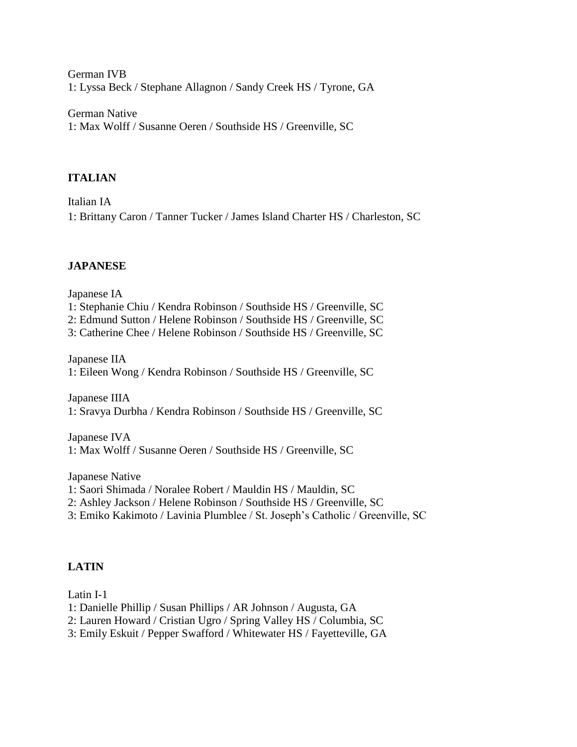German IVB
1: Lyssa Beck / Stephane Allagnon / Sandy Creek HS / Tyrone, GA

German Native
1: Max Wolff / Susanne Oeren / Southside HS / Greenville, SC

**ITALIAN**

Italian IA
1: Brittany Caron / Tanner Tucker / James Island Charter HS / Charleston, SC

**JAPANESE**

Japanese IA
1: Stephanie Chiu / Kendra Robinson / Southside HS / Greenville, SC
2: Edmund Sutton / Helene Robinson / Southside HS / Greenville, SC
3: Catherine Chee / Helene Robinson / Southside HS / Greenville, SC

Japanese IIA
1: Eileen Wong / Kendra Robinson / Southside HS / Greenville, SC

Japanese IIIA
1: Sravya Durbha / Kendra Robinson / Southside HS / Greenville, SC

Japanese IVA
1: Max Wolff / Susanne Oeren / Southside HS / Greenville, SC

Japanese Native
1: Saori Shimada / Noralee Robert / Mauldin HS / Mauldin, SC
2: Ashley Jackson / Helene Robinson / Southside HS / Greenville, SC
3: Emiko Kakimoto / Lavinia Plumblee / St. Joseph's Catholic / Greenville, SC

**LATIN**

Latin I-1
1: Danielle Phillip / Susan Phillips / AR Johnson / Augusta, GA
2: Lauren Howard / Cristian Ugro / Spring Valley HS / Columbia, SC
3: Emily Eskuit / Pepper Swafford / Whitewater HS / Fayetteville, GA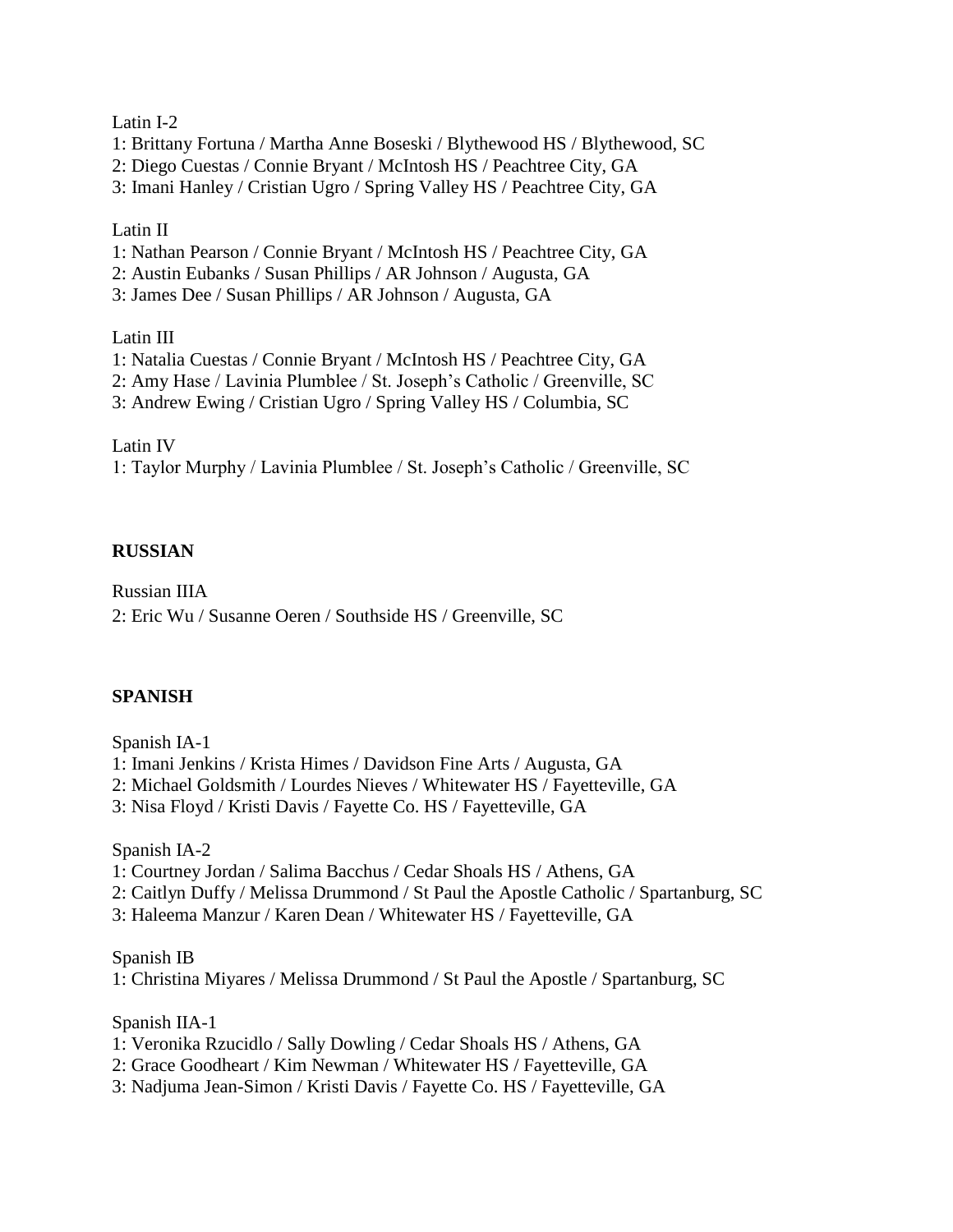Latin I-2

1: Brittany Fortuna / Martha Anne Boseski / Blythewood HS / Blythewood, SC
2: Diego Cuestas / Connie Bryant / McIntosh HS / Peachtree City, GA
3: Imani Hanley / Cristian Ugro / Spring Valley HS / Peachtree City, GA

Latin II

1: Nathan Pearson / Connie Bryant / McIntosh HS / Peachtree City, GA
2: Austin Eubanks / Susan Phillips / AR Johnson / Augusta, GA
3: James Dee / Susan Phillips / AR Johnson / Augusta, GA

Latin III

1: Natalia Cuestas / Connie Bryant / McIntosh HS / Peachtree City, GA
2: Amy Hase / Lavinia Plumblee / St. Joseph's Catholic / Greenville, SC
3: Andrew Ewing / Cristian Ugro / Spring Valley HS / Columbia, SC

Latin IV

1: Taylor Murphy / Lavinia Plumblee / St. Joseph's Catholic / Greenville, SC

**RUSSIAN**

Russian IIIA

2: Eric Wu / Susanne Oeren / Southside HS / Greenville, SC

**SPANISH**

Spanish IA-1

1: Imani Jenkins / Krista Himes / Davidson Fine Arts / Augusta, GA
2: Michael Goldsmith / Lourdes Nieves / Whitewater HS / Fayetteville, GA
3: Nisa Floyd / Kristi Davis / Fayette Co. HS / Fayetteville, GA

Spanish IA-2

1: Courtney Jordan / Salima Bacchus / Cedar Shoals HS / Athens, GA
2: Caitlyn Duffy / Melissa Drummond / St Paul the Apostle Catholic / Spartanburg, SC
3: Haleema Manzur / Karen Dean / Whitewater HS / Fayetteville, GA

Spanish IB

1: Christina Miyares / Melissa Drummond / St Paul the Apostle / Spartanburg, SC

Spanish IIA-1

1: Veronika Rzucidlo / Sally Dowling / Cedar Shoals HS / Athens, GA
2: Grace Goodheart / Kim Newman / Whitewater HS / Fayetteville, GA
3: Nadjuma Jean-Simon / Kristi Davis / Fayette Co. HS / Fayetteville, GA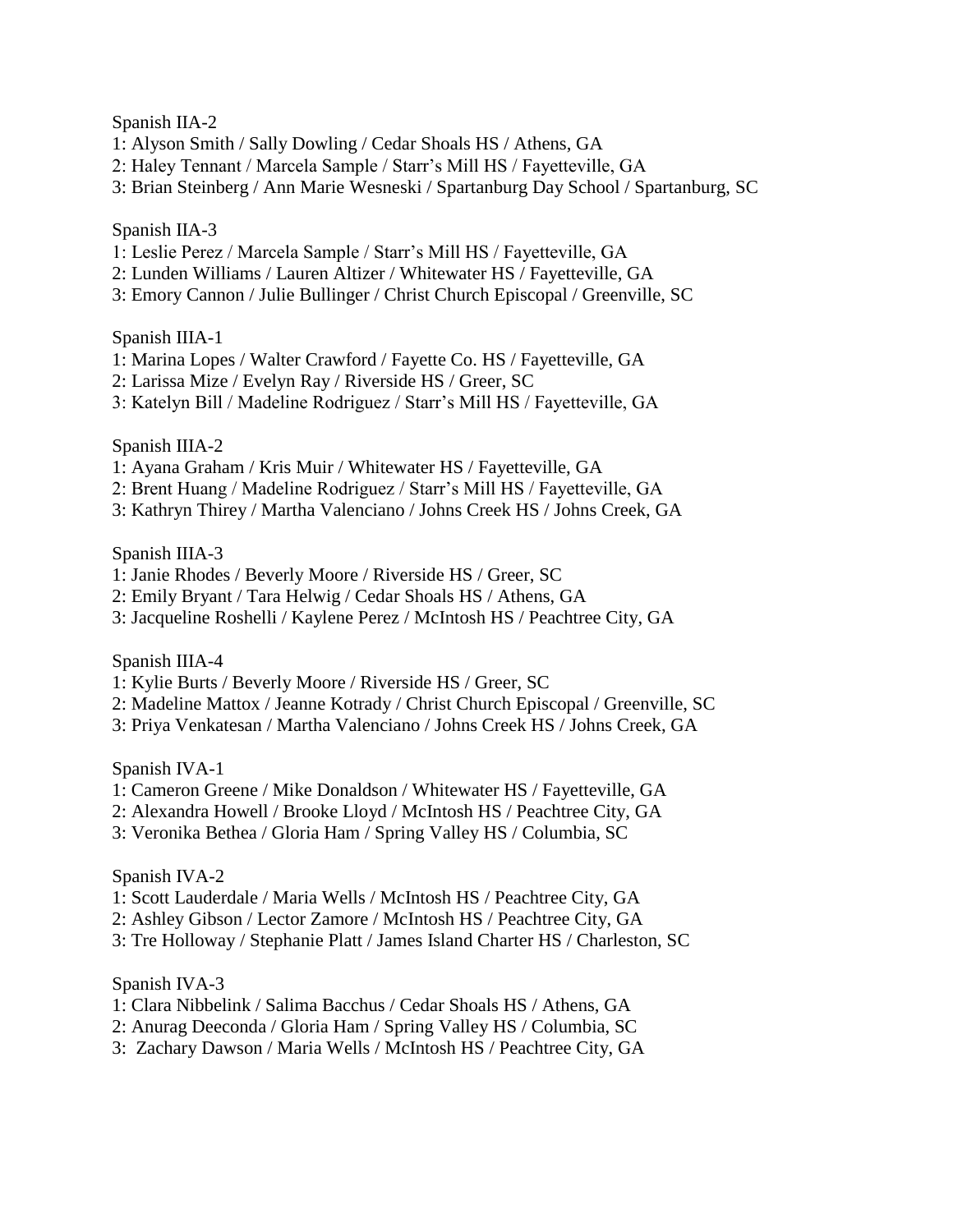Spanish IIA-2

1: Alyson Smith / Sally Dowling / Cedar Shoals HS / Athens, GA
2: Haley Tennant / Marcela Sample / Starr's Mill HS / Fayetteville, GA
3: Brian Steinberg / Ann Marie Wesneski / Spartanburg Day School / Spartanburg, SC

Spanish IIA-3

1: Leslie Perez / Marcela Sample / Starr's Mill HS / Fayetteville, GA
2: Lunden Williams / Lauren Altizer / Whitewater HS / Fayetteville, GA
3: Emory Cannon / Julie Bullinger / Christ Church Episcopal / Greenville, SC

Spanish IIIA-1

1: Marina Lopes / Walter Crawford / Fayette Co. HS / Fayetteville, GA
2: Larissa Mize / Evelyn Ray / Riverside HS / Greer, SC
3: Katelyn Bill / Madeline Rodriguez / Starr's Mill HS / Fayetteville, GA

Spanish IIIA-2

1: Ayana Graham / Kris Muir / Whitewater HS / Fayetteville, GA
2: Brent Huang / Madeline Rodriguez / Starr's Mill HS / Fayetteville, GA
3: Kathryn Thirey / Martha Valenciano / Johns Creek HS / Johns Creek, GA

Spanish IIIA-3

1: Janie Rhodes / Beverly Moore / Riverside HS / Greer, SC
2: Emily Bryant / Tara Helwig / Cedar Shoals HS / Athens, GA
3: Jacqueline Roshelli / Kaylene Perez / McIntosh HS / Peachtree City, GA

Spanish IIIA-4

1: Kylie Burts / Beverly Moore / Riverside HS / Greer, SC
2: Madeline Mattox / Jeanne Kotrady / Christ Church Episcopal / Greenville, SC
3: Priya Venkatesan / Martha Valenciano / Johns Creek HS / Johns Creek, GA

Spanish IVA-1

1: Cameron Greene / Mike Donaldson / Whitewater HS / Fayetteville, GA
2: Alexandra Howell / Brooke Lloyd / McIntosh HS / Peachtree City, GA
3: Veronika Bethea / Gloria Ham / Spring Valley HS / Columbia, SC

Spanish IVA-2

1: Scott Lauderdale / Maria Wells / McIntosh HS / Peachtree City, GA
2: Ashley Gibson / Lector Zamore / McIntosh HS / Peachtree City, GA
3: Tre Holloway / Stephanie Platt / James Island Charter HS / Charleston, SC

Spanish IVA-3

1: Clara Nibbelink / Salima Bacchus / Cedar Shoals HS / Athens, GA
2: Anurag Deeconda / Gloria Ham / Spring Valley HS / Columbia, SC
3: Zachary Dawson / Maria Wells / McIntosh HS / Peachtree City, GA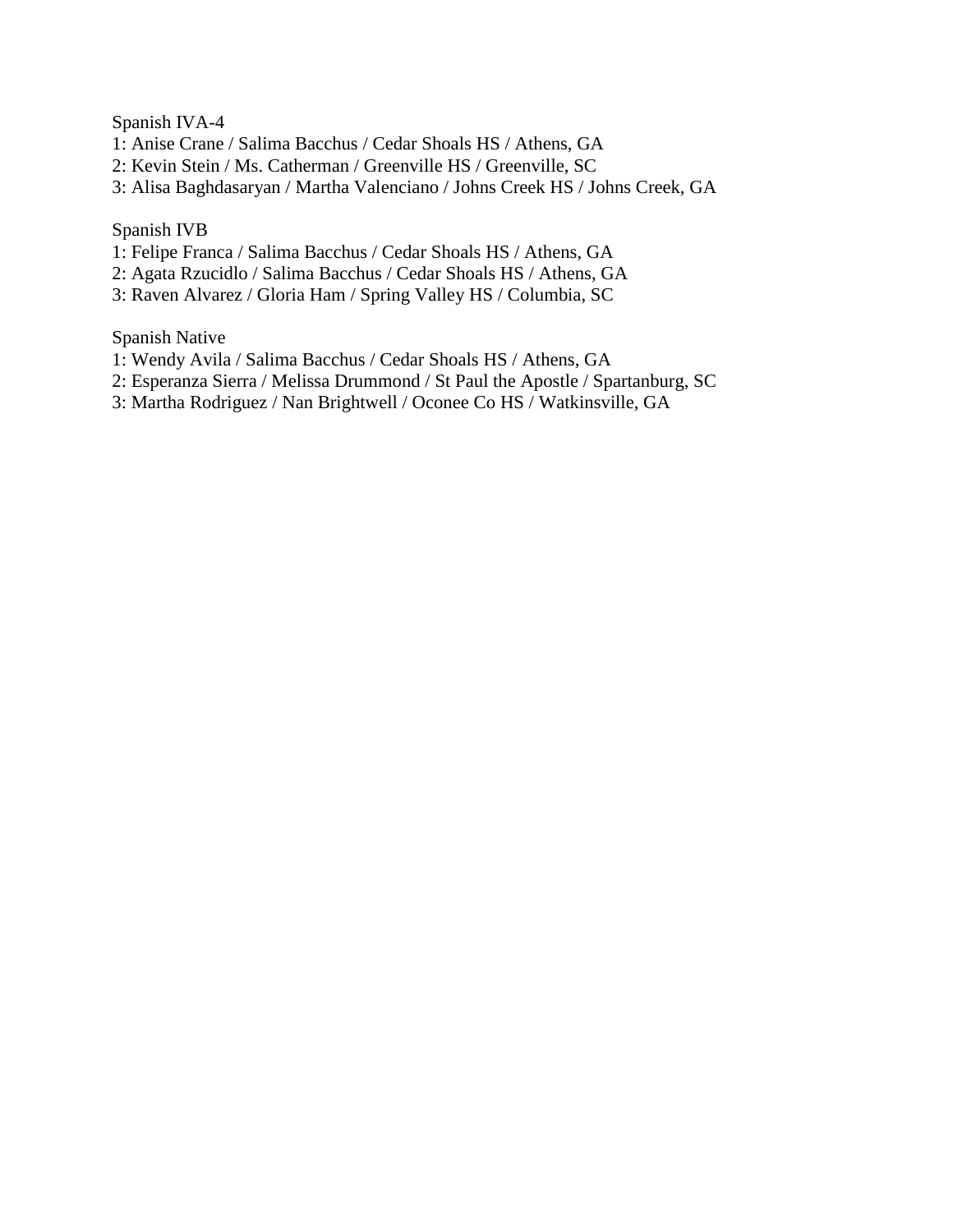Spanish IVA-4

1: Anise Crane / Salima Bacchus / Cedar Shoals HS / Athens, GA
2: Kevin Stein / Ms. Catherman / Greenville HS / Greenville, SC
3: Alisa Baghdasaryan / Martha Valenciano / Johns Creek HS / Johns Creek, GA

Spanish IVB

1: Felipe Franca / Salima Bacchus / Cedar Shoals HS / Athens, GA
2: Agata Rzucidlo / Salima Bacchus / Cedar Shoals HS / Athens, GA
3: Raven Alvarez / Gloria Ham / Spring Valley HS / Columbia, SC

Spanish Native

1: Wendy Avila / Salima Bacchus / Cedar Shoals HS / Athens, GA
2: Esperanza Sierra / Melissa Drummond / St Paul the Apostle / Spartanburg, SC
3: Martha Rodriguez / Nan Brightwell / Oconee Co HS / Watkinsville, GA